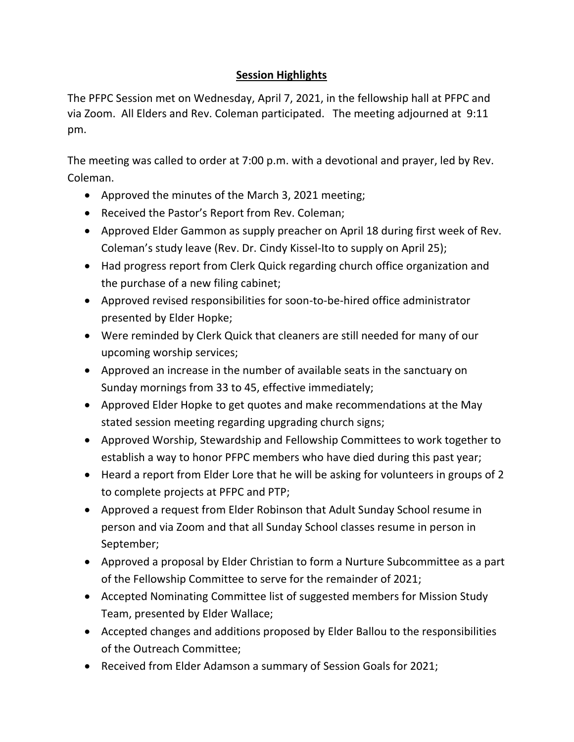# **Session Highlights**

The PFPC Session met on Wednesday, April 7, 2021, in the fellowship hall at PFPC and via Zoom. All Elders and Rev. Coleman participated. The meeting adjourned at 9:11 pm.

The meeting was called to order at 7:00 p.m. with a devotional and prayer, led by Rev. Coleman.

- Approved the minutes of the March 3, 2021 meeting;
- Received the Pastor's Report from Rev. Coleman;
- Approved Elder Gammon as supply preacher on April 18 during first week of Rev. Coleman's study leave (Rev. Dr. Cindy Kissel-Ito to supply on April 25);
- Had progress report from Clerk Quick regarding church office organization and the purchase of a new filing cabinet;
- Approved revised responsibilities for soon-to-be-hired office administrator presented by Elder Hopke;
- Were reminded by Clerk Quick that cleaners are still needed for many of our upcoming worship services;
- Approved an increase in the number of available seats in the sanctuary on Sunday mornings from 33 to 45, effective immediately;
- Approved Elder Hopke to get quotes and make recommendations at the May stated session meeting regarding upgrading church signs;
- Approved Worship, Stewardship and Fellowship Committees to work together to establish a way to honor PFPC members who have died during this past year;
- Heard a report from Elder Lore that he will be asking for volunteers in groups of 2 to complete projects at PFPC and PTP;
- Approved a request from Elder Robinson that Adult Sunday School resume in person and via Zoom and that all Sunday School classes resume in person in September;
- Approved a proposal by Elder Christian to form a Nurture Subcommittee as a part of the Fellowship Committee to serve for the remainder of 2021;
- Accepted Nominating Committee list of suggested members for Mission Study Team, presented by Elder Wallace;
- Accepted changes and additions proposed by Elder Ballou to the responsibilities of the Outreach Committee;
- Received from Elder Adamson a summary of Session Goals for 2021;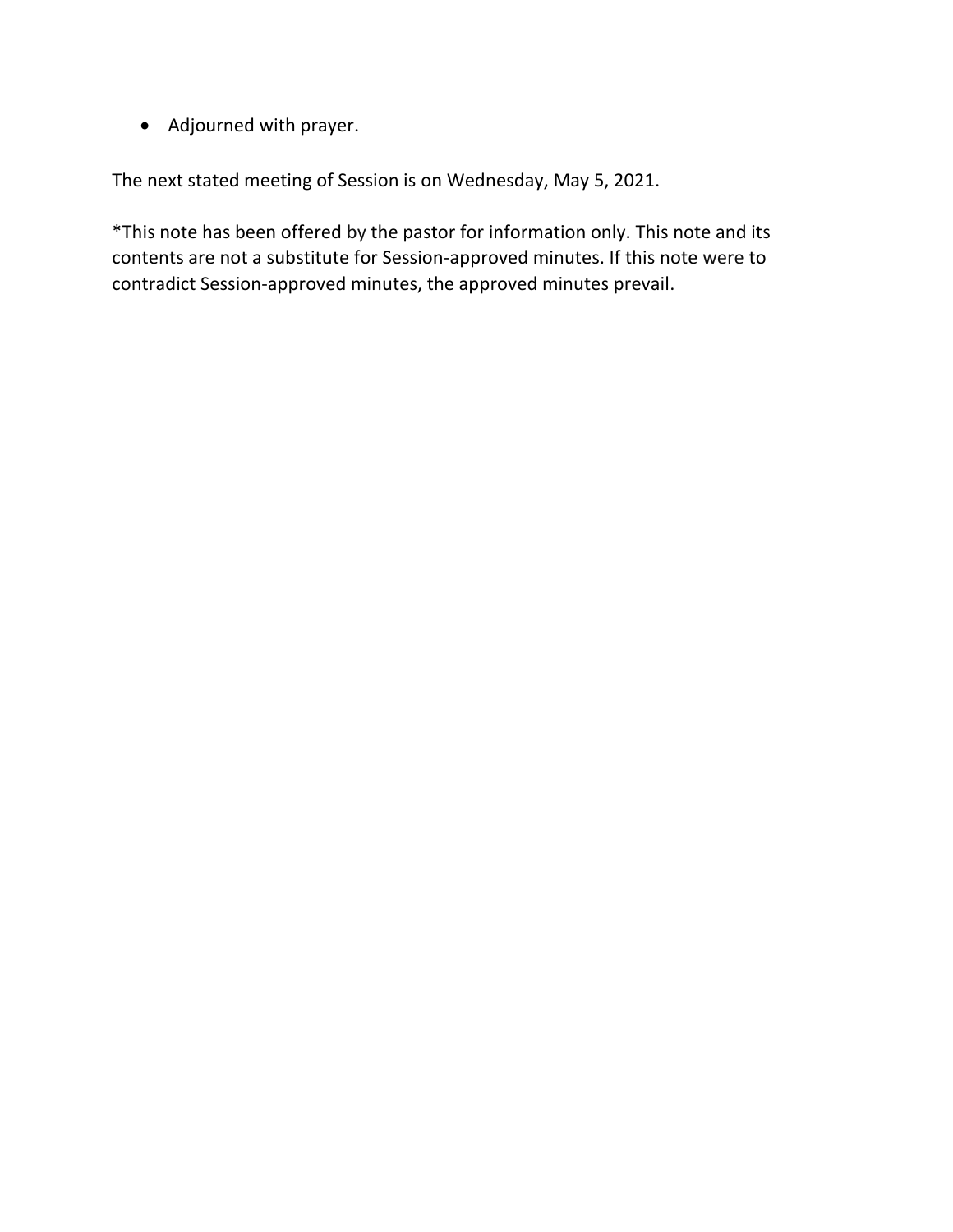- Adjourned with prayer.

The next stated meeting of Session is on Wednesday, May 5, 2021.

*This note has been offered by the pastor for information only. This note and its contents are not a substitute for Session-approved minutes. If this note were to contradict Session-approved minutes, the approved minutes prevail.